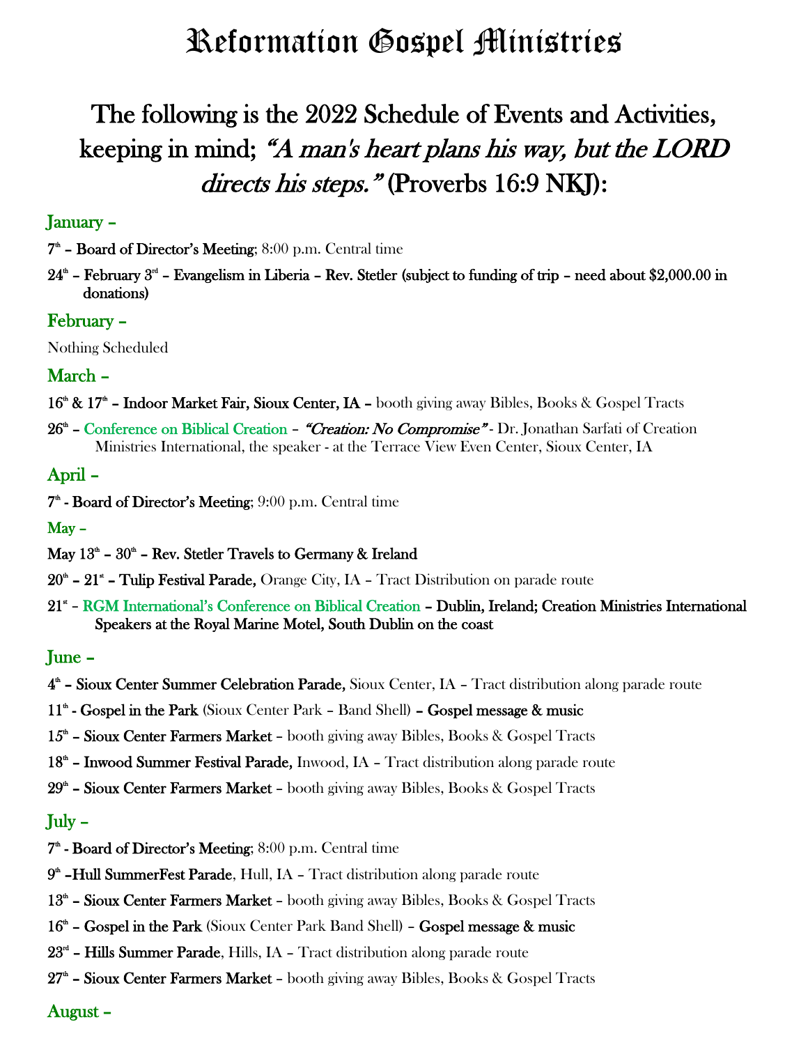# Reformation Gospel Ministries

## The following is the 2022 Schedule of Events and Activities, keeping in mind; *"A man's heart plans his way, but the LORD directs his steps."* (Proverbs 16:9 NKJ):

### January –

**7th – Board of Director's Meeting**; 8:00 p.m. Central time

**24th – February 3rd – Evangelism in Liberia – Rev. Stetler (subject to funding of trip – need about $2,000.00 in donations)**

### February –

Nothing Scheduled

### March –

**16th & 17th – Indoor Market Fair, Sioux Center, IA –** booth giving away Bibles, Books & Gospel Tracts

**26th – Conference on Biblical Creation** – ***"Creation: No Compromise"*** - Dr. Jonathan Sarfati of Creation Ministries International, the speaker - at the Terrace View Even Center, Sioux Center, IA

### April –

**7th - Board of Director's Meeting**; 9:00 p.m. Central time

### May –

**May 13th – 30th – Rev. Stetler Travels to Germany & Ireland**

**20th – 21st – Tulip Festival Parade,** Orange City, IA – Tract Distribution on parade route

**21st – RGM International's Conference on Biblical Creation – Dublin, Ireland; Creation Ministries International Speakers at the Royal Marine Motel, South Dublin on the coast**

### June –

**4th – Sioux Center Summer Celebration Parade,** Sioux Center, IA – Tract distribution along parade route

**11th - Gospel in the Park** (Sioux Center Park – Band Shell) **– Gospel message & music**

**15th – Sioux Center Farmers Market** – booth giving away Bibles, Books & Gospel Tracts

**18th – Inwood Summer Festival Parade,** Inwood, IA – Tract distribution along parade route

**29th – Sioux Center Farmers Market** – booth giving away Bibles, Books & Gospel Tracts

### July –

**7th - Board of Director's Meeting**; 8:00 p.m. Central time

**9th –Hull SummerFest Parade**, Hull, IA – Tract distribution along parade route

**13th – Sioux Center Farmers Market** – booth giving away Bibles, Books & Gospel Tracts

**16th – Gospel in the Park** (Sioux Center Park Band Shell) – **Gospel message & music**

**23rd – Hills Summer Parade**, Hills, IA – Tract distribution along parade route

**27th – Sioux Center Farmers Market** – booth giving away Bibles, Books & Gospel Tracts

### August –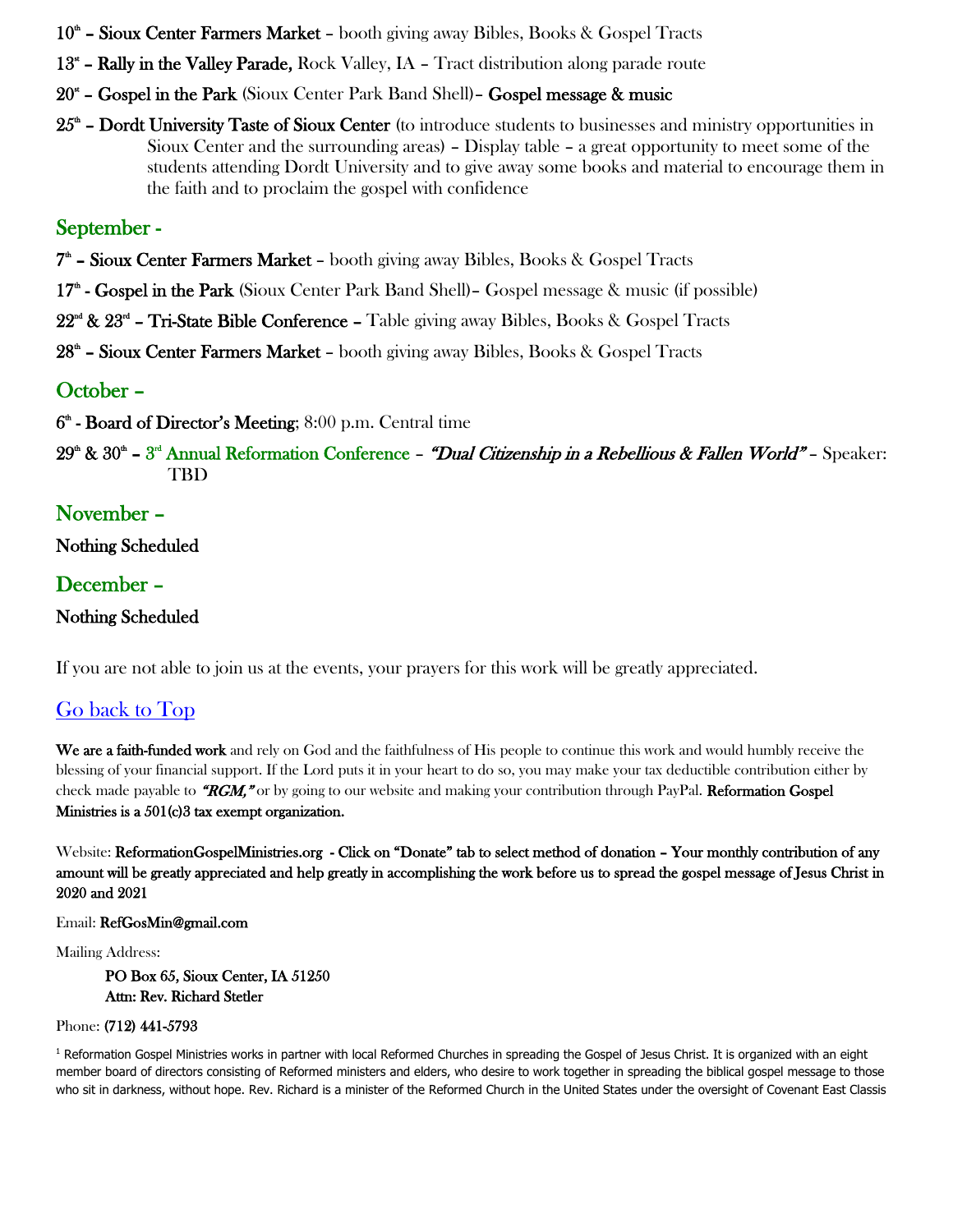10th – **Sioux Center Farmers Market** – booth giving away Bibles, Books & Gospel Tracts

13st – **Rally in the Valley Parade,** Rock Valley, IA – Tract distribution along parade route

20st – **Gospel in the Park** (Sioux Center Park Band Shell)– **Gospel message & music**

25th – **Dordt University Taste of Sioux Center** (to introduce students to businesses and ministry opportunities in Sioux Center and the surrounding areas) – Display table – a great opportunity to meet some of the students attending Dordt University and to give away some books and material to encourage them in the faith and to proclaim the gospel with confidence

## September -

7th – **Sioux Center Farmers Market** – booth giving away Bibles, Books & Gospel Tracts

17th - **Gospel in the Park** (Sioux Center Park Band Shell)– Gospel message & music (if possible)

22nd & 23rd – **Tri-State Bible Conference** – Table giving away Bibles, Books & Gospel Tracts

28th – **Sioux Center Farmers Market** – booth giving away Bibles, Books & Gospel Tracts

## October –

6th - **Board of Director's Meeting**; 8:00 p.m. Central time

29th & 30th – 3rd Annual Reformation Conference – ***"Dual Citizenship in a Rebellious & Fallen World"*** – Speaker: TBD

## November –

**Nothing Scheduled**

## December –

**Nothing Scheduled**

If you are not able to join us at the events, your prayers for this work will be greatly appreciated.

[Go back to Top]

**We are a faith-funded work** and rely on God and the faithfulness of His people to continue this work and would humbly receive the blessing of your financial support. If the Lord puts it in your heart to do so, you may make your tax deductible contribution either by check made payable to ***"RGM,"*** or by going to our website and making your contribution through PayPal. **Reformation Gospel Ministries is a 501(c)3 tax exempt organization.**

Website: **ReformationGospelMinistries.org - Click on "Donate" tab to select method of donation – Your monthly contribution of any amount will be greatly appreciated and help greatly in accomplishing the work before us to spread the gospel message of Jesus Christ in 2020 and 2021**

Email: **RefGosMin@gmail.com**

Mailing Address:

**PO Box 65, Sioux Center, IA 51250**
**Attn: Rev. Richard Stetler**

Phone: **(712) 441-5793**

[1] Reformation Gospel Ministries works in partner with local Reformed Churches in spreading the Gospel of Jesus Christ. It is organized with an eight member board of directors consisting of Reformed ministers and elders, who desire to work together in spreading the biblical gospel message to those who sit in darkness, without hope. Rev. Richard is a minister of the Reformed Church in the United States under the oversight of Covenant East Classis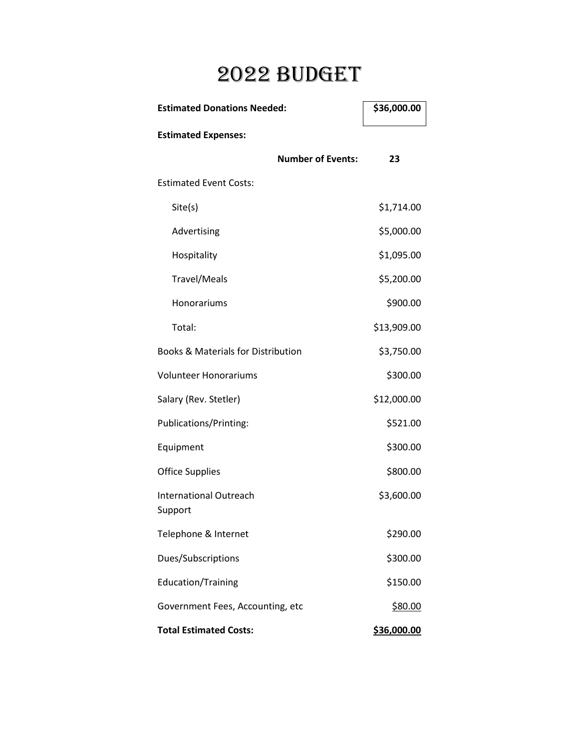# 2022 Budget

| | |
|---|---|
| **Estimated Donations Needed:** | **$36,000.00** |
| **Estimated Expenses:** | |
| **Number of Events:** | **23** |
| Estimated Event Costs: | |
| Site(s) | $1,714.00 |
| Advertising | $5,000.00 |
| Hospitality | $1,095.00 |
| Travel/Meals | $5,200.00 |
| Honorariums | $900.00 |
| Total: | $13,909.00 |
| Books & Materials for Distribution | $3,750.00 |
| Volunteer Honorariums | $300.00 |
| Salary (Rev. Stetler) | $12,000.00 |
| Publications/Printing: | $521.00 |
| Equipment | $300.00 |
| Office Supplies | $800.00 |
| International Outreach Support | $3,600.00 |
| Telephone & Internet | $290.00 |
| Dues/Subscriptions | $300.00 |
| Education/Training | $150.00 |
| Government Fees, Accounting, etc | $80.00 |
| **Total Estimated Costs:** | **$36,000.00** |